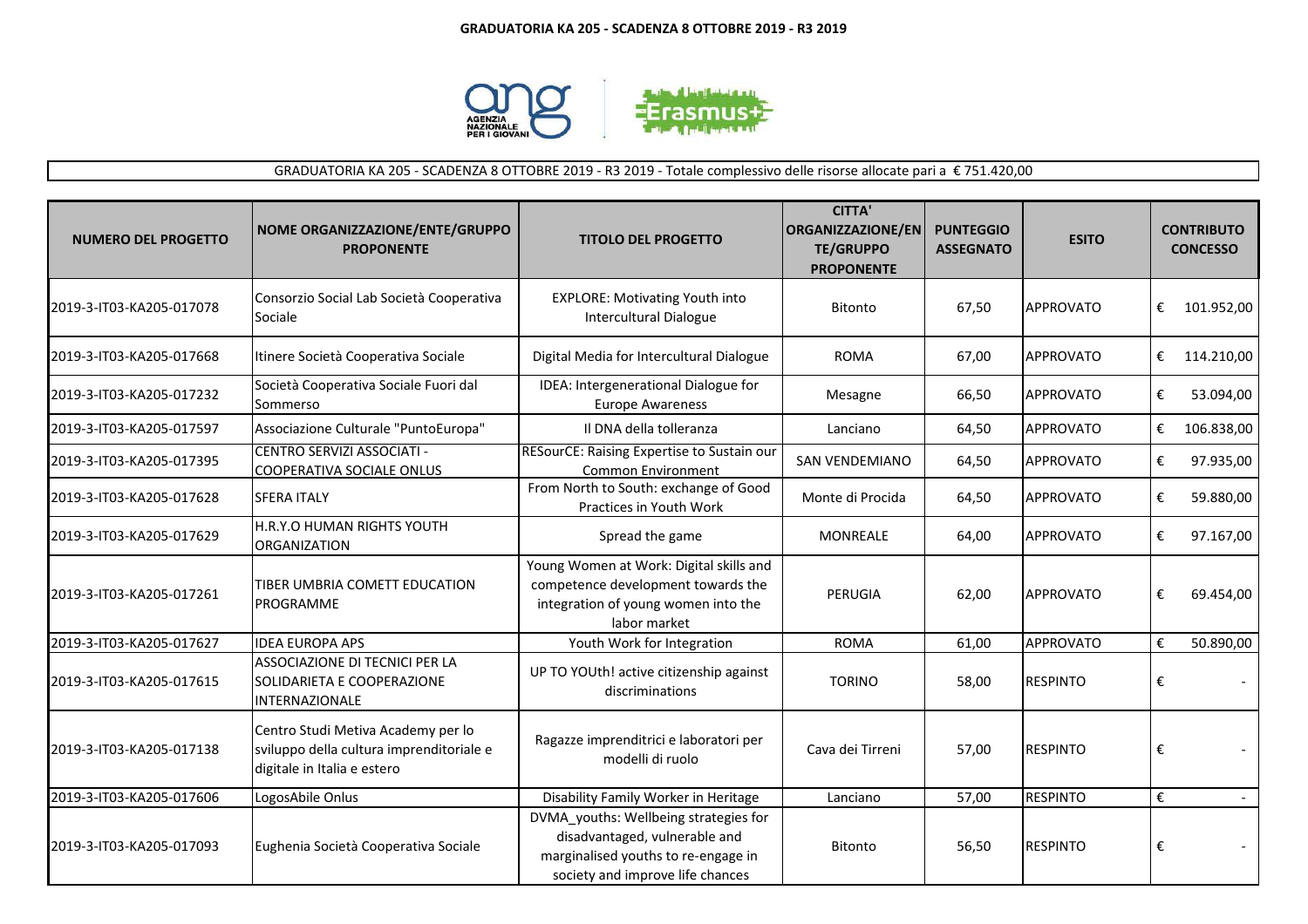# GRADUATORIA KA 205 - SCADENZA 8 OTTOBRE 2019 - R3 2019

GRADUATORIA KA 205 - SCADENZA 8 OTTOBRE 2019 - R3 2019 - Totale complessivo delle risorse allocate pari a € 751.420,00

| NUMERO DEL PROGETTO | NOME ORGANIZZAZIONE/ENTE/GRUPPO PROPONENTE | TITOLO DEL PROGETTO | CITTA' ORGANIZZAZIONE/ENTE/GRUPPO PROPONENTE | PUNTEGGIO ASSEGNATO | ESITO | CONTRIBUTO CONCESSO |
|---|---|---|---|---|---|---|
| 2019-3-IT03-KA205-017078 | Consorzio Social Lab Società Cooperativa Sociale | EXPLORE: Motivating Youth into Intercultural Dialogue | Bitonto | 67,50 | APPROVATO | € 101.952,00 |
| 2019-3-IT03-KA205-017668 | Itinere Società Cooperativa Sociale | Digital Media for Intercultural Dialogue | ROMA | 67,00 | APPROVATO | € 114.210,00 |
| 2019-3-IT03-KA205-017232 | Società Cooperativa Sociale Fuori dal Sommerso | IDEA: Intergenerational Dialogue for Europe Awareness | Mesagne | 66,50 | APPROVATO | € 53.094,00 |
| 2019-3-IT03-KA205-017597 | Associazione Culturale "PuntoEuropa" | Il DNA della tolleranza | Lanciano | 64,50 | APPROVATO | € 106.838,00 |
| 2019-3-IT03-KA205-017395 | CENTRO SERVIZI ASSOCIATI - COOPERATIVA SOCIALE ONLUS | RESourCE: Raising Expertise to Sustain our Common Environment | SAN VENDEMIANO | 64,50 | APPROVATO | € 97.935,00 |
| 2019-3-IT03-KA205-017628 | SFERA ITALY | From North to South: exchange of Good Practices in Youth Work | Monte di Procida | 64,50 | APPROVATO | € 59.880,00 |
| 2019-3-IT03-KA205-017629 | H.R.Y.O HUMAN RIGHTS YOUTH ORGANIZATION | Spread the game | MONREALE | 64,00 | APPROVATO | € 97.167,00 |
| 2019-3-IT03-KA205-017261 | TIBER UMBRIA COMETT EDUCATION PROGRAMME | Young Women at Work: Digital skills and competence development towards the integration of young women into the labor market | PERUGIA | 62,00 | APPROVATO | € 69.454,00 |
| 2019-3-IT03-KA205-017627 | IDEA EUROPA APS | Youth Work for Integration | ROMA | 61,00 | APPROVATO | € 50.890,00 |
| 2019-3-IT03-KA205-017615 | ASSOCIAZIONE DI TECNICI PER LA SOLIDARIETA E COOPERAZIONE INTERNAZIONALE | UP TO YOUth! active citizenship against discriminations | TORINO | 58,00 | RESPINTO | € - |
| 2019-3-IT03-KA205-017138 | Centro Studi Metiva Academy per lo sviluppo della cultura imprenditoriale e digitale in Italia e estero | Ragazze imprenditrici e laboratori per modelli di ruolo | Cava dei Tirreni | 57,00 | RESPINTO | € - |
| 2019-3-IT03-KA205-017606 | LogosAbile Onlus | Disability Family Worker in Heritage | Lanciano | 57,00 | RESPINTO | € - |
| 2019-3-IT03-KA205-017093 | Eughenia Società Cooperativa Sociale | DVMA_youths: Wellbeing strategies for disadvantaged, vulnerable and marginalised youths to re-engage in society and improve life chances | Bitonto | 56,50 | RESPINTO | € - |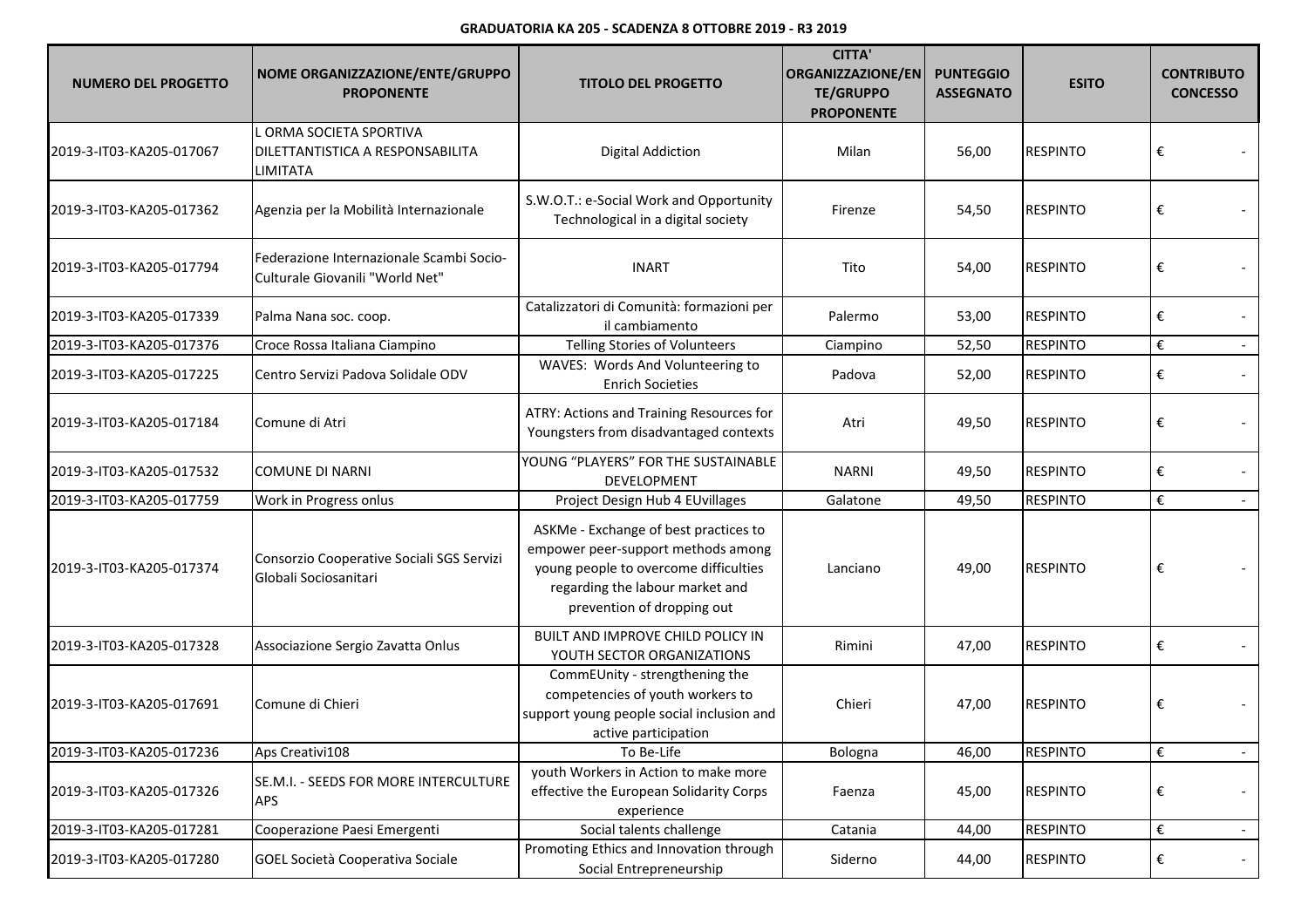**GRADUATORIA KA 205 - SCADENZA 8 OTTOBRE 2019 - R3 2019**

| NUMERO DEL PROGETTO | NOME ORGANIZZAZIONE/ENTE/GRUPPO PROPONENTE | TITOLO DEL PROGETTO | CITTA' ORGANIZZAZIONE/ENTE/GRUPPO PROPONENTE | PUNTEGGIO ASSEGNATO | ESITO | CONTRIBUTO CONCESSO |
|---|---|---|---|---|---|---|
| 2019-3-IT03-KA205-017067 | L ORMA SOCIETA SPORTIVA DILETTANTISTICA A RESPONSABILITA LIMITATA | Digital Addiction | Milan | 56,00 | RESPINTO | € - |
| 2019-3-IT03-KA205-017362 | Agenzia per la Mobilità Internazionale | S.W.O.T.: e-Social Work and Opportunity Technological in a digital society | Firenze | 54,50 | RESPINTO | € - |
| 2019-3-IT03-KA205-017794 | Federazione Internazionale Scambi Socio-Culturale Giovanili "World Net" | INART | Tito | 54,00 | RESPINTO | € - |
| 2019-3-IT03-KA205-017339 | Palma Nana soc. coop. | Catalizzatori di Comunità: formazioni per il cambiamento | Palermo | 53,00 | RESPINTO | € - |
| 2019-3-IT03-KA205-017376 | Croce Rossa Italiana Ciampino | Telling Stories of Volunteers | Ciampino | 52,50 | RESPINTO | € - |
| 2019-3-IT03-KA205-017225 | Centro Servizi Padova Solidale ODV | WAVES: Words And Volunteering to Enrich Societies | Padova | 52,00 | RESPINTO | € - |
| 2019-3-IT03-KA205-017184 | Comune di Atri | ATRY: Actions and Training Resources for Youngsters from disadvantaged contexts | Atri | 49,50 | RESPINTO | € - |
| 2019-3-IT03-KA205-017532 | COMUNE DI NARNI | YOUNG "PLAYERS" FOR THE SUSTAINABLE DEVELOPMENT | NARNI | 49,50 | RESPINTO | € - |
| 2019-3-IT03-KA205-017759 | Work in Progress onlus | Project Design Hub 4 EUvillages | Galatone | 49,50 | RESPINTO | € - |
| 2019-3-IT03-KA205-017374 | Consorzio Cooperative Sociali SGS Servizi Globali Sociosanitari | ASKMe - Exchange of best practices to empower peer-support methods among young people to overcome difficulties regarding the labour market and prevention of dropping out | Lanciano | 49,00 | RESPINTO | € - |
| 2019-3-IT03-KA205-017328 | Associazione Sergio Zavatta Onlus | BUILT AND IMPROVE CHILD POLICY IN YOUTH SECTOR ORGANIZATIONS | Rimini | 47,00 | RESPINTO | € - |
| 2019-3-IT03-KA205-017691 | Comune di Chieri | CommEUnity - strengthening the competencies of youth workers to support young people social inclusion and active participation | Chieri | 47,00 | RESPINTO | € - |
| 2019-3-IT03-KA205-017236 | Aps Creativi108 | To Be-Life | Bologna | 46,00 | RESPINTO | € - |
| 2019-3-IT03-KA205-017326 | SE.M.I. - SEEDS FOR MORE INTERCULTURE APS | youth Workers in Action to make more effective the European Solidarity Corps experience | Faenza | 45,00 | RESPINTO | € - |
| 2019-3-IT03-KA205-017281 | Cooperazione Paesi Emergenti | Social talents challenge | Catania | 44,00 | RESPINTO | € - |
| 2019-3-IT03-KA205-017280 | GOEL Società Cooperativa Sociale | Promoting Ethics and Innovation through Social Entrepreneurship | Siderno | 44,00 | RESPINTO | € - |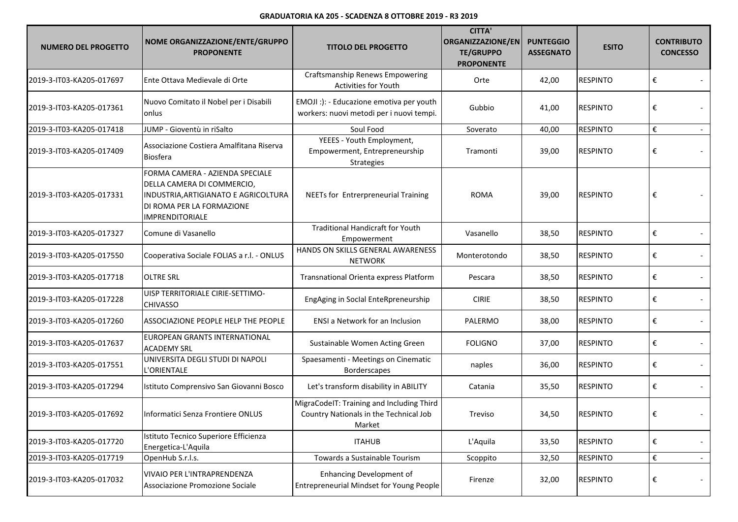**GRADUATORIA KA 205 - SCADENZA 8 OTTOBRE 2019 - R3 2019**

| NUMERO DEL PROGETTO | NOME ORGANIZZAZIONE/ENTE/GRUPPO PROPONENTE | TITOLO DEL PROGETTO | CITTA' ORGANIZZAZIONE/ENTE/GRUPPO PROPONENTE | PUNTEGGIO ASSEGNATO | ESITO | CONTRIBUTO CONCESSO |
|---|---|---|---|---|---|---|
| 2019-3-IT03-KA205-017697 | Ente Ottava Medievale di Orte | Craftsmanship Renews Empowering Activities for Youth | Orte | 42,00 | RESPINTO | € - |
| 2019-3-IT03-KA205-017361 | Nuovo Comitato il Nobel per i Disabili onlus | EMOJI :): - Educazione emotiva per youth workers: nuovi metodi per i nuovi tempi. | Gubbio | 41,00 | RESPINTO | € - |
| 2019-3-IT03-KA205-017418 | JUMP - Gioventù in riSalto | Soul Food | Soverato | 40,00 | RESPINTO | € - |
| 2019-3-IT03-KA205-017409 | Associazione Costiera Amalfitana Riserva Biosfera | YEEES - Youth Employment, Empowerment, Entrepreneurship Strategies | Tramonti | 39,00 | RESPINTO | € - |
| 2019-3-IT03-KA205-017331 | FORMA CAMERA - AZIENDA SPECIALE DELLA CAMERA DI COMMERCIO, INDUSTRIA,ARTIGIANATO E AGRICOLTURA DI ROMA PER LA FORMAZIONE IMPRENDITORIALE | NEETs for Entrerpreneurial Training | ROMA | 39,00 | RESPINTO | € - |
| 2019-3-IT03-KA205-017327 | Comune di Vasanello | Traditional Handicraft for Youth Empowerment | Vasanello | 38,50 | RESPINTO | € - |
| 2019-3-IT03-KA205-017550 | Cooperativa Sociale FOLIAS a r.l. - ONLUS | HANDS ON SKILLS GENERAL AWARENESS NETWORK | Monterotondo | 38,50 | RESPINTO | € - |
| 2019-3-IT03-KA205-017718 | OLTRE SRL | Transnational Orienta express Platform | Pescara | 38,50 | RESPINTO | € - |
| 2019-3-IT03-KA205-017228 | UISP TERRITORIALE CIRIE-SETTIMO-CHIVASSO | EngAging in SocIal EnteRpreneurship | CIRIE | 38,50 | RESPINTO | € - |
| 2019-3-IT03-KA205-017260 | ASSOCIAZIONE PEOPLE HELP THE PEOPLE | ENSI a Network for an Inclusion | PALERMO | 38,00 | RESPINTO | € - |
| 2019-3-IT03-KA205-017637 | EUROPEAN GRANTS INTERNATIONAL ACADEMY SRL | Sustainable Women Acting Green | FOLIGNO | 37,00 | RESPINTO | € - |
| 2019-3-IT03-KA205-017551 | UNIVERSITA DEGLI STUDI DI NAPOLI L'ORIENTALE | Spaesamenti - Meetings on Cinematic Borderscapes | naples | 36,00 | RESPINTO | € - |
| 2019-3-IT03-KA205-017294 | Istituto Comprensivo San Giovanni Bosco | Let's transform disability in ABILITY | Catania | 35,50 | RESPINTO | € - |
| 2019-3-IT03-KA205-017692 | Informatici Senza Frontiere ONLUS | MigraCodeIT: Training and Including Third Country Nationals in the Technical Job Market | Treviso | 34,50 | RESPINTO | € - |
| 2019-3-IT03-KA205-017720 | Istituto Tecnico Superiore Efficienza Energetica-L'Aquila | ITAHUB | L'Aquila | 33,50 | RESPINTO | € - |
| 2019-3-IT03-KA205-017719 | OpenHub S.r.l.s. | Towards a Sustainable Tourism | Scoppito | 32,50 | RESPINTO | € - |
| 2019-3-IT03-KA205-017032 | VIVAIO PER L'INTRAPRENDENZA Associazione Promozione Sociale | Enhancing Development of Entrepreneurial Mindset for Young People | Firenze | 32,00 | RESPINTO | € - |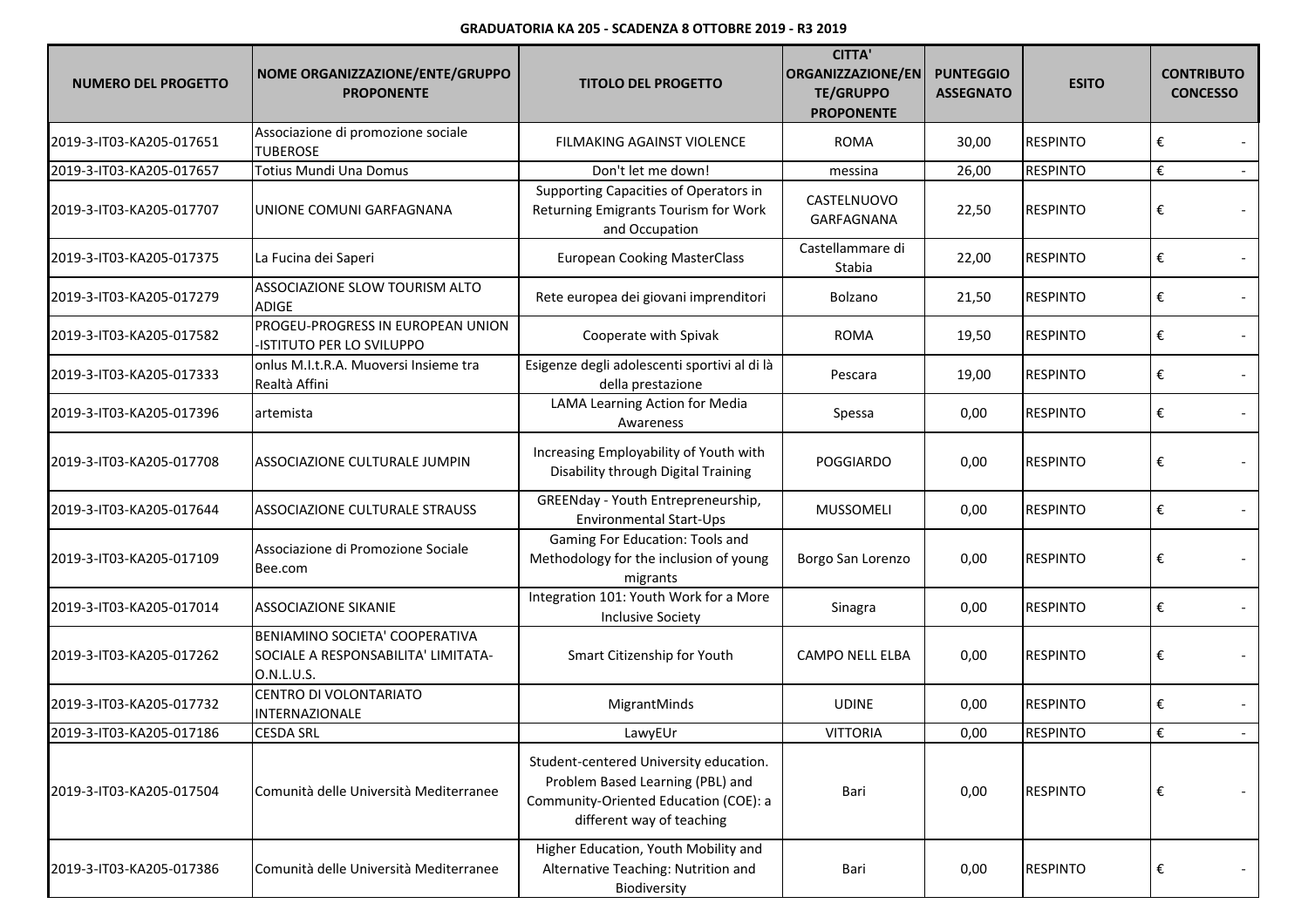**GRADUATORIA KA 205 - SCADENZA 8 OTTOBRE 2019 - R3 2019**

| NUMERO DEL PROGETTO | NOME ORGANIZZAZIONE/ENTE/GRUPPO PROPONENTE | TITOLO DEL PROGETTO | CITTA' ORGANIZZAZIONE/ENTE/GRUPPO PROPONENTE | PUNTEGGIO ASSEGNATO | ESITO | CONTRIBUTO CONCESSO |
|---|---|---|---|---|---|---|
| 2019-3-IT03-KA205-017651 | Associazione di promozione sociale TUBEROSE | FILMAKING AGAINST VIOLENCE | ROMA | 30,00 | RESPINTO | € - |
| 2019-3-IT03-KA205-017657 | Totius Mundi Una Domus | Don't let me down! | messina | 26,00 | RESPINTO | € - |
| 2019-3-IT03-KA205-017707 | UNIONE COMUNI GARFAGNANA | Supporting Capacities of Operators in Returning Emigrants Tourism for Work and Occupation | CASTELNUOVO GARFAGNANA | 22,50 | RESPINTO | € - |
| 2019-3-IT03-KA205-017375 | La Fucina dei Saperi | European Cooking MasterClass | Castellammare di Stabia | 22,00 | RESPINTO | € - |
| 2019-3-IT03-KA205-017279 | ASSOCIAZIONE SLOW TOURISM ALTO ADIGE | Rete europea dei giovani imprenditori | Bolzano | 21,50 | RESPINTO | € - |
| 2019-3-IT03-KA205-017582 | PROGEU-PROGRESS IN EUROPEAN UNION -ISTITUTO PER LO SVILUPPO | Cooperate with Spivak | ROMA | 19,50 | RESPINTO | € - |
| 2019-3-IT03-KA205-017333 | onlus M.I.t.R.A. Muoversi Insieme tra Realtà Affini | Esigenze degli adolescenti sportivi al di là della prestazione | Pescara | 19,00 | RESPINTO | € - |
| 2019-3-IT03-KA205-017396 | artemista | LAMA Learning Action for Media Awareness | Spessa | 0,00 | RESPINTO | € - |
| 2019-3-IT03-KA205-017708 | ASSOCIAZIONE CULTURALE JUMPIN | Increasing Employability of Youth with Disability through Digital Training | POGGIARDO | 0,00 | RESPINTO | € - |
| 2019-3-IT03-KA205-017644 | ASSOCIAZIONE CULTURALE STRAUSS | GREENday - Youth Entrepreneurship, Environmental Start-Ups | MUSSOMELI | 0,00 | RESPINTO | € - |
| 2019-3-IT03-KA205-017109 | Associazione di Promozione Sociale Bee.com | Gaming For Education: Tools and Methodology for the inclusion of young migrants | Borgo San Lorenzo | 0,00 | RESPINTO | € - |
| 2019-3-IT03-KA205-017014 | ASSOCIAZIONE SIKANIE | Integration 101: Youth Work for a More Inclusive Society | Sinagra | 0,00 | RESPINTO | € - |
| 2019-3-IT03-KA205-017262 | BENIAMINO SOCIETA' COOPERATIVA SOCIALE A RESPONSABILITA' LIMITATA-O.N.L.U.S. | Smart Citizenship for Youth | CAMPO NELL ELBA | 0,00 | RESPINTO | € - |
| 2019-3-IT03-KA205-017732 | CENTRO DI VOLONTARIATO INTERNAZIONALE | MigrantMinds | UDINE | 0,00 | RESPINTO | € - |
| 2019-3-IT03-KA205-017186 | CESDA SRL | LawyEUr | VITTORIA | 0,00 | RESPINTO | € - |
| 2019-3-IT03-KA205-017504 | Comunità delle Università Mediterranee | Student-centered University education. Problem Based Learning (PBL) and Community-Oriented Education (COE): a different way of teaching | Bari | 0,00 | RESPINTO | € - |
| 2019-3-IT03-KA205-017386 | Comunità delle Università Mediterranee | Higher Education, Youth Mobility and Alternative Teaching: Nutrition and Biodiversity | Bari | 0,00 | RESPINTO | € - |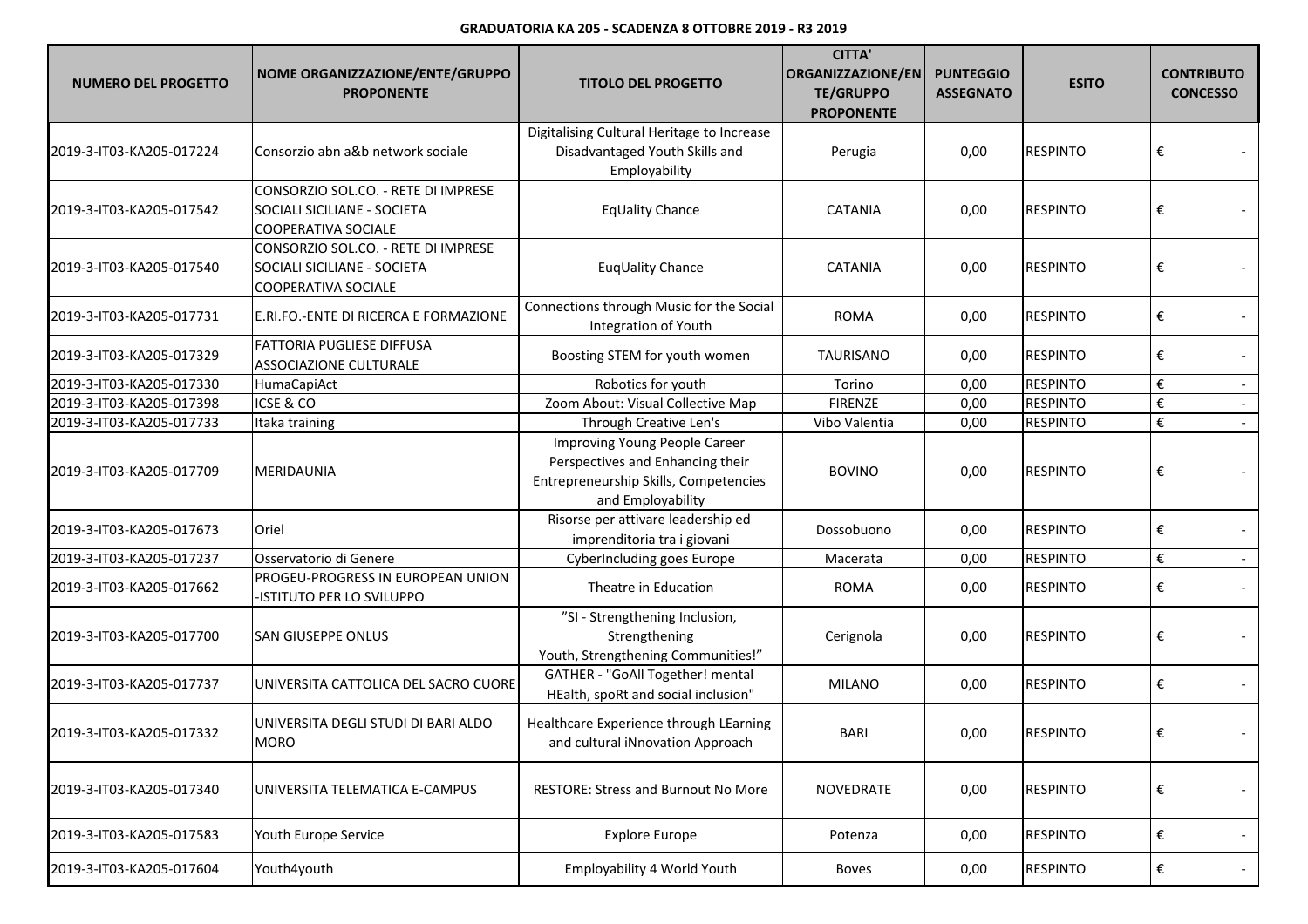**GRADUATORIA KA 205 - SCADENZA 8 OTTOBRE 2019 - R3 2019**

| NUMERO DEL PROGETTO | NOME ORGANIZZAZIONE/ENTE/GRUPPO PROPONENTE | TITOLO DEL PROGETTO | CITTA' ORGANIZZAZIONE/ENTE/GRUPPO PROPONENTE | PUNTEGGIO ASSEGNATO | ESITO | CONTRIBUTO CONCESSO |
|---|---|---|---|---|---|---|
| 2019-3-IT03-KA205-017224 | Consorzio abn a&b network sociale | Digitalising Cultural Heritage to Increase Disadvantaged Youth Skills and Employability | Perugia | 0,00 | RESPINTO | € - |
| 2019-3-IT03-KA205-017542 | CONSORZIO SOL.CO. - RETE DI IMPRESE SOCIALI SICILIANE - SOCIETA COOPERATIVA SOCIALE | EqUality Chance | CATANIA | 0,00 | RESPINTO | € - |
| 2019-3-IT03-KA205-017540 | CONSORZIO SOL.CO. - RETE DI IMPRESE SOCIALI SICILIANE - SOCIETA COOPERATIVA SOCIALE | EuqUality Chance | CATANIA | 0,00 | RESPINTO | € - |
| 2019-3-IT03-KA205-017731 | E.RI.FO.-ENTE DI RICERCA E FORMAZIONE | Connections through Music for the Social Integration of Youth | ROMA | 0,00 | RESPINTO | € - |
| 2019-3-IT03-KA205-017329 | FATTORIA PUGLIESE DIFFUSA ASSOCIAZIONE CULTURALE | Boosting STEM for youth women | TAURISANO | 0,00 | RESPINTO | € - |
| 2019-3-IT03-KA205-017330 | HumaCapiAct | Robotics for youth | Torino | 0,00 | RESPINTO | € - |
| 2019-3-IT03-KA205-017398 | ICSE & CO | Zoom About: Visual Collective Map | FIRENZE | 0,00 | RESPINTO | € - |
| 2019-3-IT03-KA205-017733 | Itaka training | Through Creative Len's | Vibo Valentia | 0,00 | RESPINTO | € - |
| 2019-3-IT03-KA205-017709 | MERIDAUNIA | Improving Young People Career Perspectives and Enhancing their Entrepreneurship Skills, Competencies and Employability | BOVINO | 0,00 | RESPINTO | € - |
| 2019-3-IT03-KA205-017673 | Oriel | Risorse per attivare leadership ed imprenditoria tra i giovani | Dossobuono | 0,00 | RESPINTO | € - |
| 2019-3-IT03-KA205-017237 | Osservatorio di Genere | CyberIncluding goes Europe | Macerata | 0,00 | RESPINTO | € - |
| 2019-3-IT03-KA205-017662 | PROGEU-PROGRESS IN EUROPEAN UNION -ISTITUTO PER LO SVILUPPO | Theatre in Education | ROMA | 0,00 | RESPINTO | € - |
| 2019-3-IT03-KA205-017700 | SAN GIUSEPPE ONLUS | "SI - Strengthening Inclusion, Strengthening Youth, Strengthening Communities!" | Cerignola | 0,00 | RESPINTO | € - |
| 2019-3-IT03-KA205-017737 | UNIVERSITA CATTOLICA DEL SACRO CUORE | GATHER - "GoAll Together! mental HEalth, spoRt and social inclusion" | MILANO | 0,00 | RESPINTO | € - |
| 2019-3-IT03-KA205-017332 | UNIVERSITA DEGLI STUDI DI BARI ALDO MORO | Healthcare Experience through LEarning and cultural iNnovation Approach | BARI | 0,00 | RESPINTO | € - |
| 2019-3-IT03-KA205-017340 | UNIVERSITA TELEMATICA E-CAMPUS | RESTORE: Stress and Burnout No More | NOVEDRATE | 0,00 | RESPINTO | € - |
| 2019-3-IT03-KA205-017583 | Youth Europe Service | Explore Europe | Potenza | 0,00 | RESPINTO | € - |
| 2019-3-IT03-KA205-017604 | Youth4youth | Employability 4 World Youth | Boves | 0,00 | RESPINTO | € - |